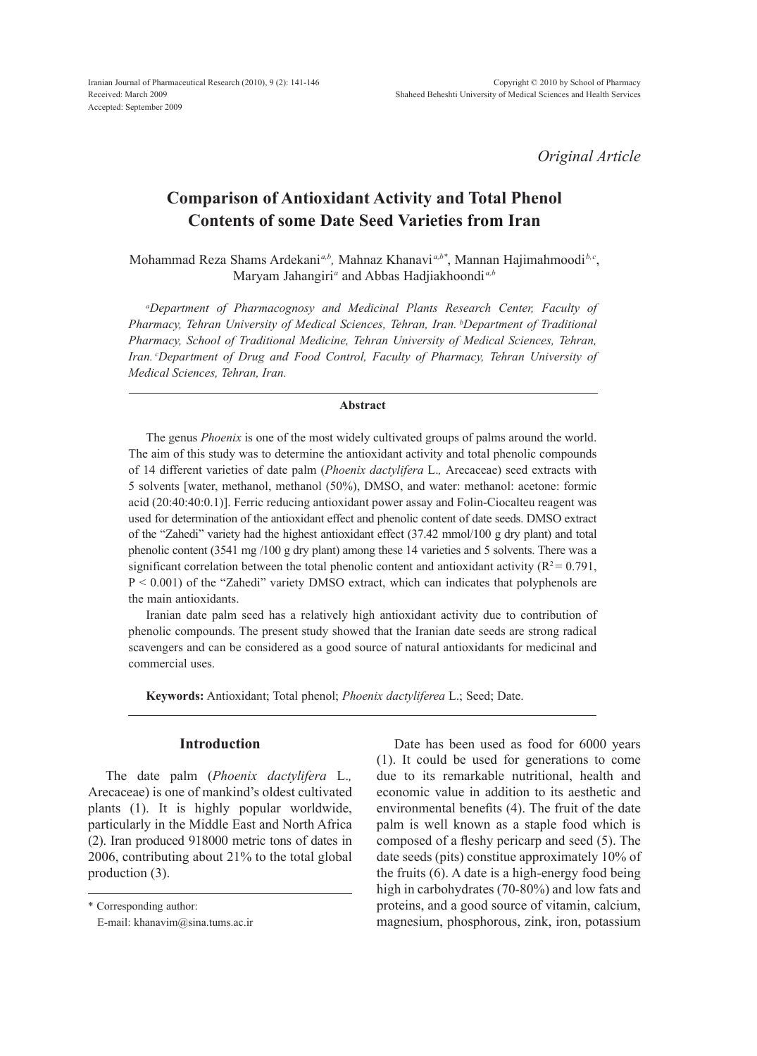*Original Article*

# Comparison of Antioxidant Activity and Total Phenol Contents of some Date Seed Varieties from Iran

Mohammad Reza Shams Ardekani[a,b], Mahnaz Khanavi[a,b*], Mannan Hajimahmoodi[b,c], Maryam Jahangiri[a] and Abbas Hadjiakhoondi[a,b]

[a]*Department of Pharmacognosy and Medicinal Plants Research Center, Faculty of Pharmacy, Tehran University of Medical Sciences, Tehran, Iran.* [b]*Department of Traditional Pharmacy, School of Traditional Medicine, Tehran University of Medical Sciences, Tehran, Iran.* [c]*Department of Drug and Food Control, Faculty of Pharmacy, Tehran University of Medical Sciences, Tehran, Iran.*

## Abstract

The genus *Phoenix* is one of the most widely cultivated groups of palms around the world. The aim of this study was to determine the antioxidant activity and total phenolic compounds of 14 different varieties of date palm (*Phoenix dactylifera* L.*,* Arecaceae) seed extracts with 5 solvents [water, methanol, methanol (50%), DMSO, and water: methanol: acetone: formic acid (20:40:40:0.1)]. Ferric reducing antioxidant power assay and Folin-Ciocalteu reagent was used for determination of the antioxidant effect and phenolic content of date seeds. DMSO extract of the "Zahedi" variety had the highest antioxidant effect (37.42 mmol/100 g dry plant) and total phenolic content (3541 mg /100 g dry plant) among these 14 varieties and 5 solvents. There was a significant correlation between the total phenolic content and antioxidant activity ($R^2 = 0.791$, $P < 0.001$) of the "Zahedi" variety DMSO extract, which can indicates that polyphenols are the main antioxidants.

Iranian date palm seed has a relatively high antioxidant activity due to contribution of phenolic compounds. The present study showed that the Iranian date seeds are strong radical scavengers and can be considered as a good source of natural antioxidants for medicinal and commercial uses.

**Keywords:** Antioxidant; Total phenol; *Phoenix dactyliferea* L.; Seed; Date.

## Introduction

The date palm (*Phoenix dactylifera* L.*,* Arecaceae) is one of mankind's oldest cultivated plants (1). It is highly popular worldwide, particularly in the Middle East and North Africa (2). Iran produced 918000 metric tons of dates in 2006, contributing about 21% to the total global production (3).

Date has been used as food for 6000 years (1). It could be used for generations to come due to its remarkable nutritional, health and economic value in addition to its aesthetic and environmental benefits (4). The fruit of the date palm is well known as a staple food which is composed of a fleshy pericarp and seed (5). The date seeds (pits) constitue approximately 10% of the fruits (6). A date is a high-energy food being high in carbohydrates (70-80%) and low fats and proteins, and a good source of vitamin, calcium, magnesium, phosphorous, zink, iron, potassium

\* Corresponding author:
E-mail: khanavim@sina.tums.ac.ir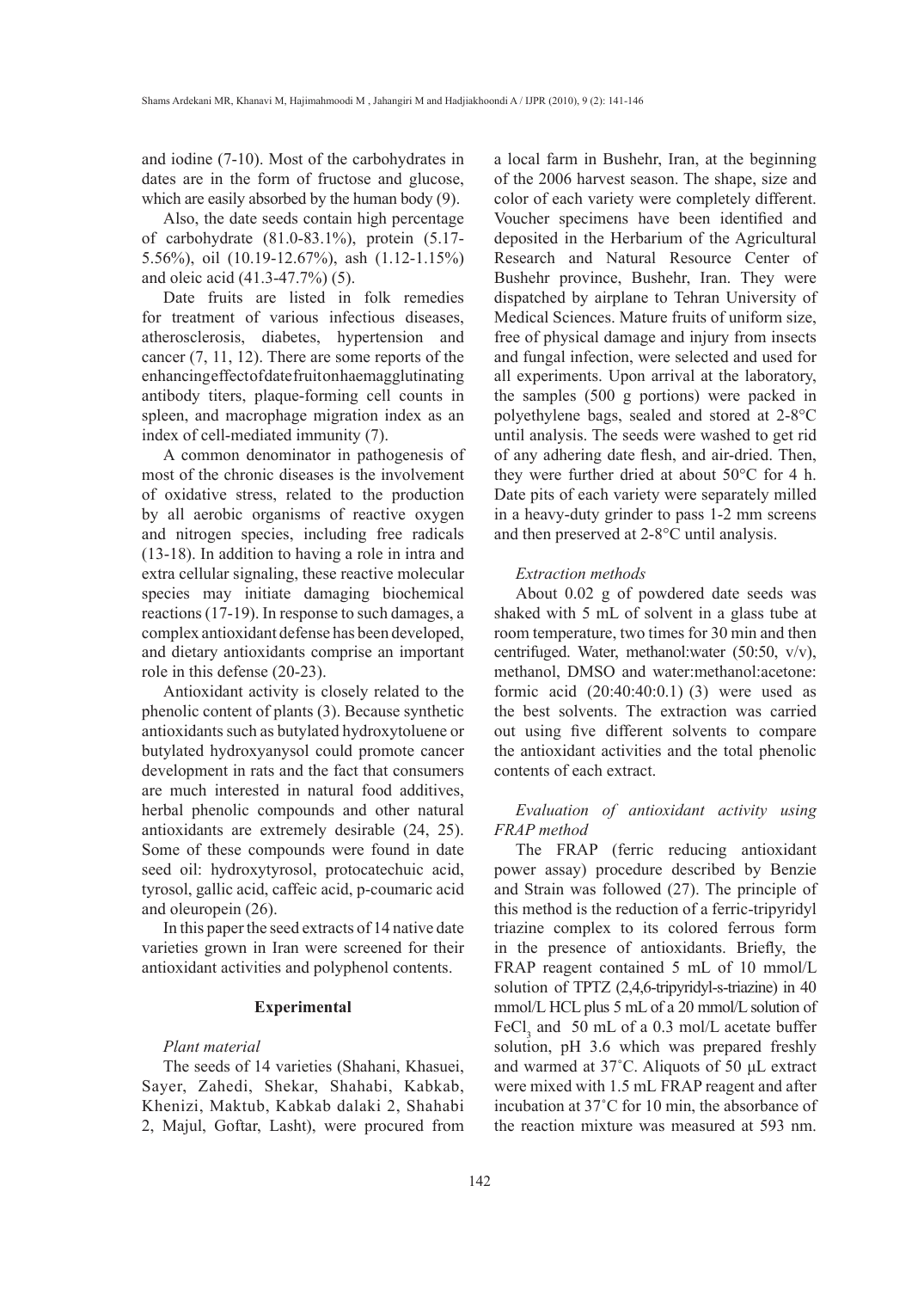and iodine (7-10). Most of the carbohydrates in dates are in the form of fructose and glucose, which are easily absorbed by the human body (9).

Also, the date seeds contain high percentage of carbohydrate (81.0-83.1%), protein (5.17-5.56%), oil (10.19-12.67%), ash (1.12-1.15%) and oleic acid (41.3-47.7%) (5).

Date fruits are listed in folk remedies for treatment of various infectious diseases, atherosclerosis, diabetes, hypertension and cancer (7, 11, 12). There are some reports of the enhancing effect of date fruit on haemagglutinating antibody titers, plaque-forming cell counts in spleen, and macrophage migration index as an index of cell-mediated immunity (7).

A common denominator in pathogenesis of most of the chronic diseases is the involvement of oxidative stress, related to the production by all aerobic organisms of reactive oxygen and nitrogen species, including free radicals (13-18). In addition to having a role in intra and extra cellular signaling, these reactive molecular species may initiate damaging biochemical reactions (17-19). In response to such damages, a complex antioxidant defense has been developed, and dietary antioxidants comprise an important role in this defense (20-23).

Antioxidant activity is closely related to the phenolic content of plants (3). Because synthetic antioxidants such as butylated hydroxytoluene or butylated hydroxyanysol could promote cancer development in rats and the fact that consumers are much interested in natural food additives, herbal phenolic compounds and other natural antioxidants are extremely desirable (24, 25). Some of these compounds were found in date seed oil: hydroxytyrosol, protocatechuic acid, tyrosol, gallic acid, caffeic acid, p-coumaric acid and oleuropein (26).

In this paper the seed extracts of 14 native date varieties grown in Iran were screened for their antioxidant activities and polyphenol contents.

## Experimental

### *Plant material*

The seeds of 14 varieties (Shahani, Khasuei, Sayer, Zahedi, Shekar, Shahabi, Kabkab, Khenizi, Maktub, Kabkab dalaki 2, Shahabi 2, Majul, Goftar, Lasht), were procured from a local farm in Bushehr, Iran, at the beginning of the 2006 harvest season. The shape, size and color of each variety were completely different. Voucher specimens have been identified and deposited in the Herbarium of the Agricultural Research and Natural Resource Center of Bushehr province, Bushehr, Iran. They were dispatched by airplane to Tehran University of Medical Sciences. Mature fruits of uniform size, free of physical damage and injury from insects and fungal infection, were selected and used for all experiments. Upon arrival at the laboratory, the samples (500 g portions) were packed in polyethylene bags, sealed and stored at 2-8°C until analysis. The seeds were washed to get rid of any adhering date flesh, and air-dried. Then, they were further dried at about 50°C for 4 h. Date pits of each variety were separately milled in a heavy-duty grinder to pass 1-2 mm screens and then preserved at 2-8°C until analysis.

### *Extraction methods*

About 0.02 g of powdered date seeds was shaked with 5 mL of solvent in a glass tube at room temperature, two times for 30 min and then centrifuged. Water, methanol:water (50:50, v/v), methanol, DMSO and water:methanol:acetone: formic acid (20:40:40:0.1) (3) were used as the best solvents. The extraction was carried out using five different solvents to compare the antioxidant activities and the total phenolic contents of each extract.

### *Evaluation of antioxidant activity using FRAP method*

The FRAP (ferric reducing antioxidant power assay) procedure described by Benzie and Strain was followed (27). The principle of this method is the reduction of a ferric-tripyridyl triazine complex to its colored ferrous form in the presence of antioxidants. Briefly, the FRAP reagent contained 5 mL of 10 mmol/L solution of TPTZ (2,4,6-tripyridyl-s-triazine) in 40 mmol/L HCL plus 5 mL of a 20 mmol/L solution of $FeCl_3$ and 50 mL of a 0.3 mol/L acetate buffer solution, pH 3.6 which was prepared freshly and warmed at 37˚C. Aliquots of 50 μL extract were mixed with 1.5 mL FRAP reagent and after incubation at 37˚C for 10 min, the absorbance of the reaction mixture was measured at 593 nm.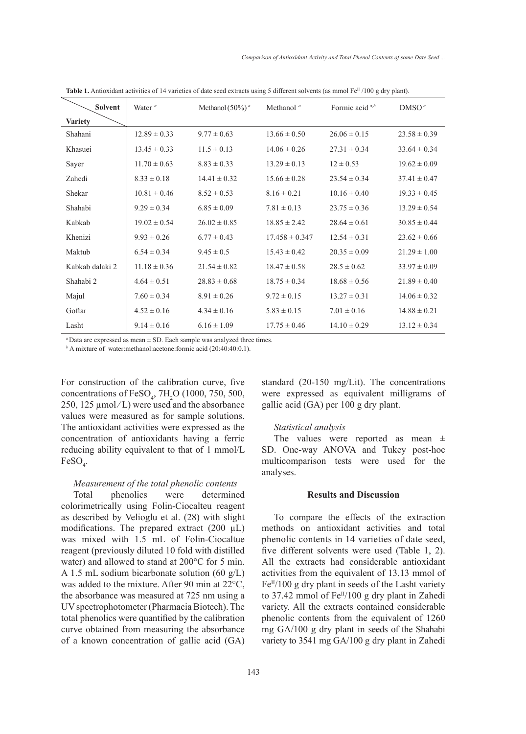**Table 1.** Antioxidant activities of 14 varieties of date seed extracts using 5 different solvents (as mmol $Fe^{II}$ /100 g dry plant).

| Variety \ Solvent | Water [a] | Methanol (50%) [a] | Methanol [a] | Formic acid [a,b] | DMSO [a] |
|---|---|---|---|---|---|
| Shahani | 12.89 ± 0.33 | 9.77 ± 0.63 | 13.66 ± 0.50 | 26.06 ± 0.15 | 23.58 ± 0.39 |
| Khasuei | 13.45 ± 0.33 | 11.5 ± 0.13 | 14.06 ± 0.26 | 27.31 ± 0.34 | 33.64 ± 0.34 |
| Sayer | 11.70 ± 0.63 | 8.83 ± 0.33 | 13.29 ± 0.13 | 12 ± 0.53 | 19.62 ± 0.09 |
| Zahedi | 8.33 ± 0.18 | 14.41 ± 0.32 | 15.66 ± 0.28 | 23.54 ± 0.34 | 37.41 ± 0.47 |
| Shekar | 10.81 ± 0.46 | 8.52 ± 0.53 | 8.16 ± 0.21 | 10.16 ± 0.40 | 19.33 ± 0.45 |
| Shahabi | 9.29 ± 0.34 | 6.85 ± 0.09 | 7.81 ± 0.13 | 23.75 ± 0.36 | 13.29 ± 0.54 |
| Kabkab | 19.02 ± 0.54 | 26.02 ± 0.85 | 18.85 ± 2.42 | 28.64 ± 0.61 | 30.85 ± 0.44 |
| Khenizi | 9.93 ± 0.26 | 6.77 ± 0.43 | 17.458 ± 0.347 | 12.54 ± 0.31 | 23.62 ± 0.66 |
| Maktub | 6.54 ± 0.34 | 9.45 ± 0.5 | 15.43 ± 0.42 | 20.35 ± 0.09 | 21.29 ± 1.00 |
| Kabkab dalaki 2 | 11.18 ± 0.36 | 21.54 ± 0.82 | 18.47 ± 0.58 | 28.5 ± 0.62 | 33.97 ± 0.09 |
| Shahabi 2 | 4.64 ± 0.51 | 28.83 ± 0.68 | 18.75 ± 0.34 | 18.68 ± 0.56 | 21.89 ± 0.40 |
| Majul | 7.60 ± 0.34 | 8.91 ± 0.26 | 9.72 ± 0.15 | 13.27 ± 0.31 | 14.06 ± 0.32 |
| Goftar | 4.52 ± 0.16 | 4.34 ± 0.16 | 5.83 ± 0.15 | 7.01 ± 0.16 | 14.88 ± 0.21 |
| Lasht | 9.14 ± 0.16 | 6.16 ± 1.09 | 17.75 ± 0.46 | 14.10 ± 0.29 | 13.12 ± 0.34 |

[a] Data are expressed as mean ± SD. Each sample was analyzed three times.
[b] A mixture of water:methanol:acetone:formic acid (20:40:40:0.1).

For construction of the calibration curve, five concentrations of $FeSO_4$, $7H_2O$ (1000, 750, 500, 250, 125 μmol/L) were used and the absorbance values were measured as for sample solutions. The antioxidant activities were expressed as the concentration of antioxidants having a ferric reducing ability equivalent to that of 1 mmol/L $FeSO_4$.

*Measurement of the total phenolic contents*

Total phenolics were determined colorimetrically using Folin-Ciocalteu reagent as described by Velioglu et al. (28) with slight modifications. The prepared extract (200 μL) was mixed with 1.5 mL of Folin-Ciocaltue reagent (previously diluted 10 fold with distilled water) and allowed to stand at 200°C for 5 min. A 1.5 mL sodium bicarbonate solution (60 g/L) was added to the mixture. After 90 min at 22°C, the absorbance was measured at 725 nm using a UV spectrophotometer (Pharmacia Biotech). The total phenolics were quantified by the calibration curve obtained from measuring the absorbance of a known concentration of gallic acid (GA) standard (20-150 mg/Lit). The concentrations were expressed as equivalent milligrams of gallic acid (GA) per 100 g dry plant.

*Statistical analysis*

The values were reported as mean ± SD. One-way ANOVA and Tukey post-hoc multicomparison tests were used for the analyses.

## Results and Discussion

To compare the effects of the extraction methods on antioxidant activities and total phenolic contents in 14 varieties of date seed, five different solvents were used (Table 1, 2). All the extracts had considerable antioxidant activities from the equivalent of 13.13 mmol of $Fe^{II}$/100 g dry plant in seeds of the Lasht variety to 37.42 mmol of $Fe^{II}$/100 g dry plant in Zahedi variety. All the extracts contained considerable phenolic contents from the equivalent of 1260 mg GA/100 g dry plant in seeds of the Shahabi variety to 3541 mg GA/100 g dry plant in Zahedi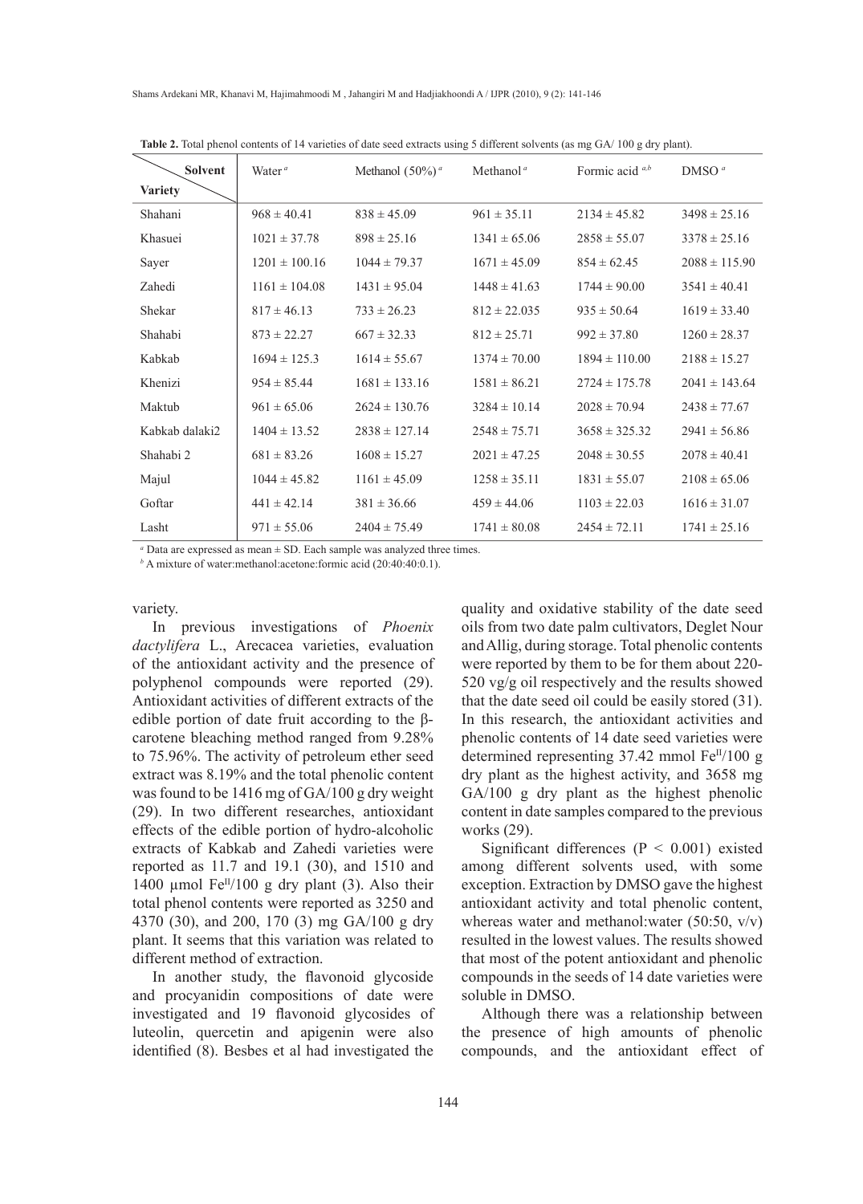**Table 2.** Total phenol contents of 14 varieties of date seed extracts using 5 different solvents (as mg GA/ 100 g dry plant).

| Variety \ Solvent | Water [a] | Methanol (50%) [a] | Methanol [a] | Formic acid [a,b] | DMSO [a] |
|---|---|---|---|---|---|
| Shahani | 968 ± 40.41 | 838 ± 45.09 | 961 ± 35.11 | 2134 ± 45.82 | 3498 ± 25.16 |
| Khasuei | 1021 ± 37.78 | 898 ± 25.16 | 1341 ± 65.06 | 2858 ± 55.07 | 3378 ± 25.16 |
| Sayer | 1201 ± 100.16 | 1044 ± 79.37 | 1671 ± 45.09 | 854 ± 62.45 | 2088 ± 115.90 |
| Zahedi | 1161 ± 104.08 | 1431 ± 95.04 | 1448 ± 41.63 | 1744 ± 90.00 | 3541 ± 40.41 |
| Shekar | 817 ± 46.13 | 733 ± 26.23 | 812 ± 22.035 | 935 ± 50.64 | 1619 ± 33.40 |
| Shahabi | 873 ± 22.27 | 667 ± 32.33 | 812 ± 25.71 | 992 ± 37.80 | 1260 ± 28.37 |
| Kabkab | 1694 ± 125.3 | 1614 ± 55.67 | 1374 ± 70.00 | 1894 ± 110.00 | 2188 ± 15.27 |
| Khenizi | 954 ± 85.44 | 1681 ± 133.16 | 1581 ± 86.21 | 2724 ± 175.78 | 2041 ± 143.64 |
| Maktub | 961 ± 65.06 | 2624 ± 130.76 | 3284 ± 10.14 | 2028 ± 70.94 | 2438 ± 77.67 |
| Kabkab dalaki2 | 1404 ± 13.52 | 2838 ± 127.14 | 2548 ± 75.71 | 3658 ± 325.32 | 2941 ± 56.86 |
| Shahabi 2 | 681 ± 83.26 | 1608 ± 15.27 | 2021 ± 47.25 | 2048 ± 30.55 | 2078 ± 40.41 |
| Majul | 1044 ± 45.82 | 1161 ± 45.09 | 1258 ± 35.11 | 1831 ± 55.07 | 2108 ± 65.06 |
| Goftar | 441 ± 42.14 | 381 ± 36.66 | 459 ± 44.06 | 1103 ± 22.03 | 1616 ± 31.07 |
| Lasht | 971 ± 55.06 | 2404 ± 75.49 | 1741 ± 80.08 | 2454 ± 72.11 | 1741 ± 25.16 |

[a] Data are expressed as mean ± SD. Each sample was analyzed three times.
[b] A mixture of water:methanol:acetone:formic acid (20:40:40:0.1).

variety.

In previous investigations of *Phoenix dactylifera* L., Arecacea varieties, evaluation of the antioxidant activity and the presence of polyphenol compounds were reported (29). Antioxidant activities of different extracts of the edible portion of date fruit according to the β-carotene bleaching method ranged from 9.28% to 75.96%. The activity of petroleum ether seed extract was 8.19% and the total phenolic content was found to be 1416 mg of GA/100 g dry weight (29). In two different researches, antioxidant effects of the edible portion of hydro-alcoholic extracts of Kabkab and Zahedi varieties were reported as 11.7 and 19.1 (30), and 1510 and 1400 µmol $Fe^{II}$/100 g dry plant (3). Also their total phenol contents were reported as 3250 and 4370 (30), and 200, 170 (3) mg GA/100 g dry plant. It seems that this variation was related to different method of extraction.

In another study, the flavonoid glycoside and procyanidin compositions of date were investigated and 19 flavonoid glycosides of luteolin, quercetin and apigenin were also identified (8). Besbes et al had investigated the quality and oxidative stability of the date seed oils from two date palm cultivators, Deglet Nour and Allig, during storage. Total phenolic contents were reported by them to be for them about 220-520 vg/g oil respectively and the results showed that the date seed oil could be easily stored (31). In this research, the antioxidant activities and phenolic contents of 14 date seed varieties were determined representing 37.42 mmol $Fe^{II}$/100 g dry plant as the highest activity, and 3658 mg GA/100 g dry plant as the highest phenolic content in date samples compared to the previous works (29).

Significant differences ($P < 0.001$) existed among different solvents used, with some exception. Extraction by DMSO gave the highest antioxidant activity and total phenolic content, whereas water and methanol:water (50:50, v/v) resulted in the lowest values. The results showed that most of the potent antioxidant and phenolic compounds in the seeds of 14 date varieties were soluble in DMSO.

Although there was a relationship between the presence of high amounts of phenolic compounds, and the antioxidant effect of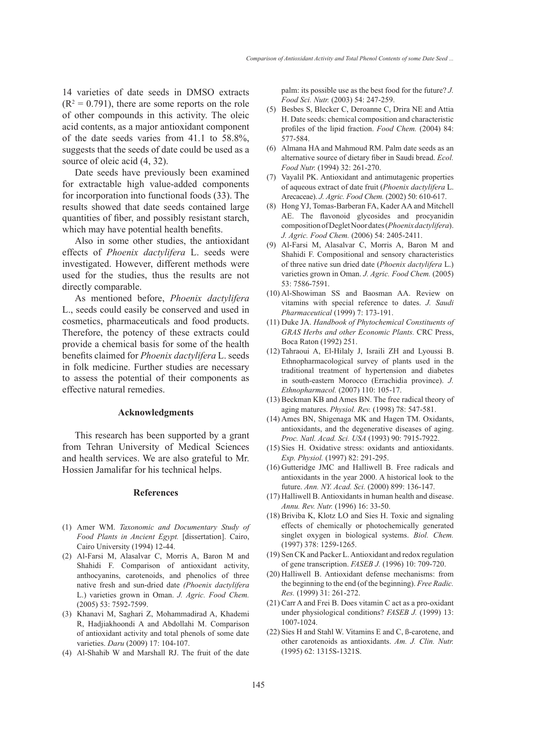14 varieties of date seeds in DMSO extracts ($R^2 = 0.791$), there are some reports on the role of other compounds in this activity. The oleic acid contents, as a major antioxidant component of the date seeds varies from 41.1 to 58.8%, suggests that the seeds of date could be used as a source of oleic acid (4, 32).

Date seeds have previously been examined for extractable high value-added components for incorporation into functional foods (33). The results showed that date seeds contained large quantities of fiber, and possibly resistant starch, which may have potential health benefits.

Also in some other studies, the antioxidant effects of *Phoenix dactylifera* L. seeds were investigated. However, different methods were used for the studies, thus the results are not directly comparable.

As mentioned before, *Phoenix dactylifera* L., seeds could easily be conserved and used in cosmetics, pharmaceuticals and food products. Therefore, the potency of these extracts could provide a chemical basis for some of the health benefits claimed for *Phoenix dactylifera* L. seeds in folk medicine. Further studies are necessary to assess the potential of their components as effective natural remedies.

## Acknowledgments

This research has been supported by a grant from Tehran University of Medical Sciences and health services. We are also grateful to Mr. Hossien Jamalifar for his technical helps.

## References

(1) Amer WM. *Taxonomic and Documentary Study of Food Plants in Ancient Egypt.* [dissertation]. Cairo, Cairo University (1994) 12-44.

(2) Al-Farsi M, Alasalvar C, Morris A, Baron M and Shahidi F. Comparison of antioxidant activity, anthocyanins, carotenoids, and phenolics of three native fresh and sun-dried date *(Phoenix dactylifera* L.) varieties grown in Oman. *J. Agric. Food Chem.* (2005) 53: 7592-7599.

(3) Khanavi M, Saghari Z, Mohammadirad A, Khademi R, Hadjiakhoondi A and Abdollahi M. Comparison of antioxidant activity and total phenols of some date varieties. *Daru* (2009) 17: 104-107.

(4) Al-Shahib W and Marshall RJ. The fruit of the date palm: its possible use as the best food for the future? *J. Food Sci. Nutr.* (2003) 54: 247-259.

(5) Besbes S, Blecker C, Deroanne C, Drira NE and Attia H. Date seeds: chemical composition and characteristic profiles of the lipid fraction. *Food Chem.* (2004) 84: 577-584.

(6) Almana HA and Mahmoud RM. Palm date seeds as an alternative source of dietary fiber in Saudi bread. *Ecol. Food Nutr.* (1994) 32: 261-270.

(7) Vayalil PK. Antioxidant and antimutagenic properties of aqueous extract of date fruit (*Phoenix dactylifera* L. Arecaceae). *J. Agric. Food Chem.* (2002) 50: 610-617.

(8) Hong YJ, Tomas-Barberan FA, Kader AA and Mitchell AE. The flavonoid glycosides and procyanidin composition of Deglet Noor dates (*Phoenix dactylifera*). *J. Agric. Food Chem.* (2006) 54: 2405-2411.

(9) Al-Farsi M, Alasalvar C, Morris A, Baron M and Shahidi F. Compositional and sensory characteristics of three native sun dried date (*Phoenix dactylifera* L.) varieties grown in Oman. *J. Agric. Food Chem.* (2005) 53: 7586-7591.

(10) Al-Showiman SS and Baosman AA. Review on vitamins with special reference to dates. *J. Saudi Pharmaceutical* (1999) 7: 173-191.

(11) Duke JA. *Handbook of Phytochemical Constituents of GRAS Herbs and other Economic Plants.* CRC Press, Boca Raton (1992) 251.

(12) Tahraoui A, El-Hilaly J, Israili ZH and Lyoussi B. Ethnopharmacological survey of plants used in the traditional treatment of hypertension and diabetes in south-eastern Morocco (Errachidia province). *J. Ethnopharmacol.* (2007) 110: 105-17.

(13) Beckman KB and Ames BN. The free radical theory of aging matures. *Physiol. Rev.* (1998) 78: 547-581.

(14) Ames BN, Shigenaga MK and Hagen TM. Oxidants, antioxidants, and the degenerative diseases of aging. *Proc. Natl. Acad. Sci. USA* (1993) 90: 7915-7922.

(15) Sies H. Oxidative stress: oxidants and antioxidants. *Exp. Physiol.* (1997) 82: 291-295.

(16) Gutteridge JMC and Halliwell B. Free radicals and antioxidants in the year 2000. A historical look to the future. *Ann. NY. Acad. Sci.* (2000) 899: 136-147.

(17) Halliwell B. Antioxidants in human health and disease. *Annu. Rev. Nutr.* (1996) 16: 33-50.

(18) Briviba K, Klotz LO and Sies H. Toxic and signaling effects of chemically or photochemically generated singlet oxygen in biological systems. *Biol. Chem.* (1997) 378: 1259-1265.

(19) Sen CK and Packer L. Antioxidant and redox regulation of gene transcription. *FASEB J.* (1996) 10: 709-720.

(20) Halliwell B. Antioxidant defense mechanisms: from the beginning to the end (of the beginning). *Free Radic. Res.* (1999) 31: 261-272.

(21) Carr A and Frei B. Does vitamin C act as a pro-oxidant under physiological conditions? *FASEB J.* (1999) 13: 1007-1024.

(22) Sies H and Stahl W. Vitamins E and C, ß-carotene, and other carotenoids as antioxidants. *Am. J. Clin. Nutr.* (1995) 62: 1315S-1321S.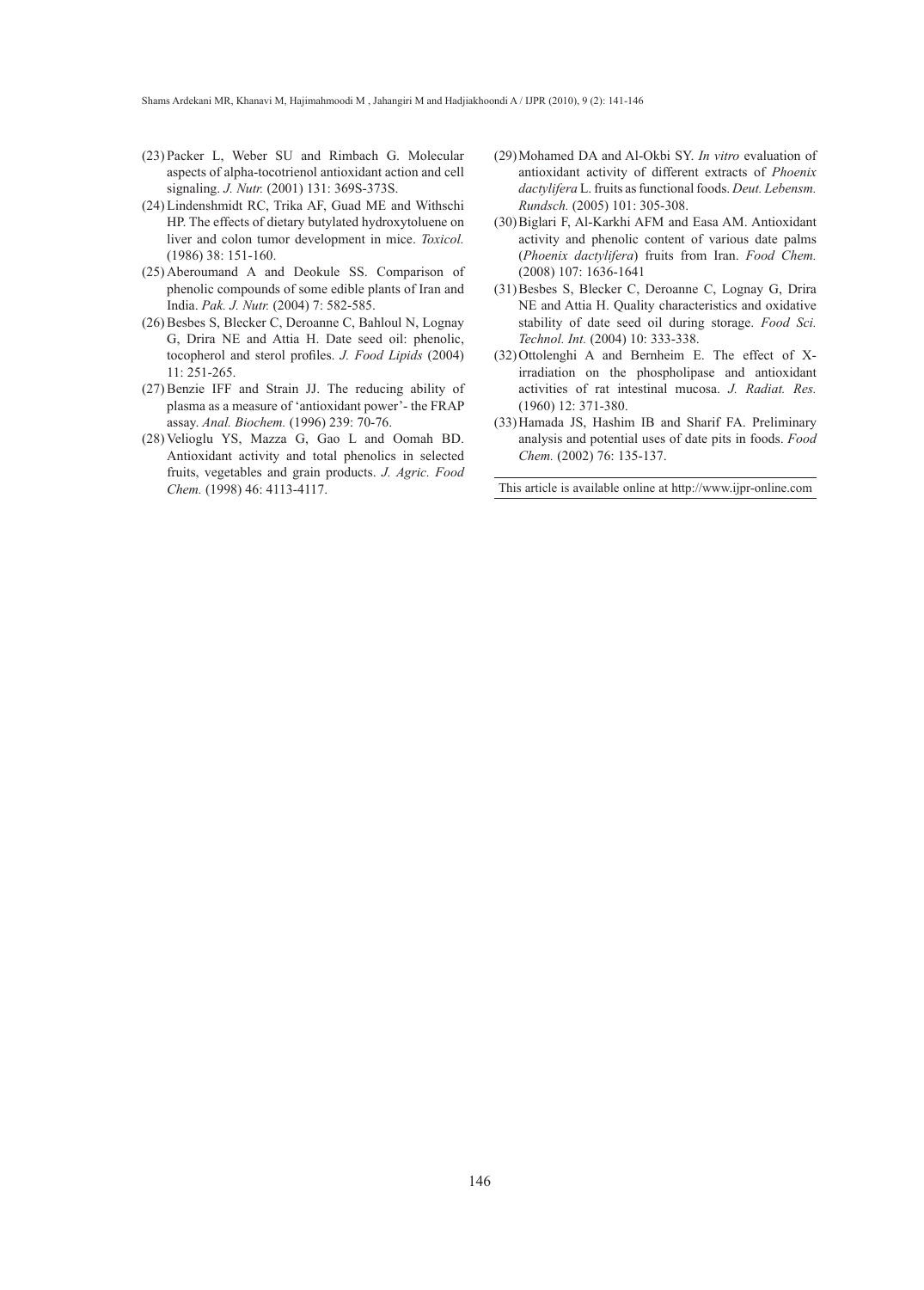(23) Packer L, Weber SU and Rimbach G. Molecular aspects of alpha-tocotrienol antioxidant action and cell signaling. *J. Nutr.* (2001) 131: 369S-373S.

(24) Lindenshmidt RC, Trika AF, Guad ME and Withschi HP. The effects of dietary butylated hydroxytoluene on liver and colon tumor development in mice. *Toxicol.* (1986) 38: 151-160.

(25) Aberoumand A and Deokule SS. Comparison of phenolic compounds of some edible plants of Iran and India. *Pak. J. Nutr.* (2004) 7: 582-585.

(26) Besbes S, Blecker C, Deroanne C, Bahloul N, Lognay G, Drira NE and Attia H. Date seed oil: phenolic, tocopherol and sterol profiles. *J. Food Lipids* (2004) 11: 251-265.

(27) Benzie IFF and Strain JJ. The reducing ability of plasma as a measure of 'antioxidant power'- the FRAP assay. *Anal. Biochem.* (1996) 239: 70-76.

(28) Velioglu YS, Mazza G, Gao L and Oomah BD. Antioxidant activity and total phenolics in selected fruits, vegetables and grain products. *J. Agric. Food Chem.* (1998) 46: 4113-4117.

(29) Mohamed DA and Al-Okbi SY. *In vitro* evaluation of antioxidant activity of different extracts of *Phoenix dactylifera* L. fruits as functional foods. *Deut. Lebensm. Rundsch.* (2005) 101: 305-308.

(30) Biglari F, Al-Karkhi AFM and Easa AM. Antioxidant activity and phenolic content of various date palms (*Phoenix dactylifera*) fruits from Iran. *Food Chem.* (2008) 107: 1636-1641

(31) Besbes S, Blecker C, Deroanne C, Lognay G, Drira NE and Attia H. Quality characteristics and oxidative stability of date seed oil during storage. *Food Sci. Technol. Int.* (2004) 10: 333-338.

(32) Ottolenghi A and Bernheim E. The effect of X-irradiation on the phospholipase and antioxidant activities of rat intestinal mucosa. *J. Radiat. Res.* (1960) 12: 371-380.

(33) Hamada JS, Hashim IB and Sharif FA. Preliminary analysis and potential uses of date pits in foods. *Food Chem.* (2002) 76: 135-137.

This article is available online at http://www.ijpr-online.com